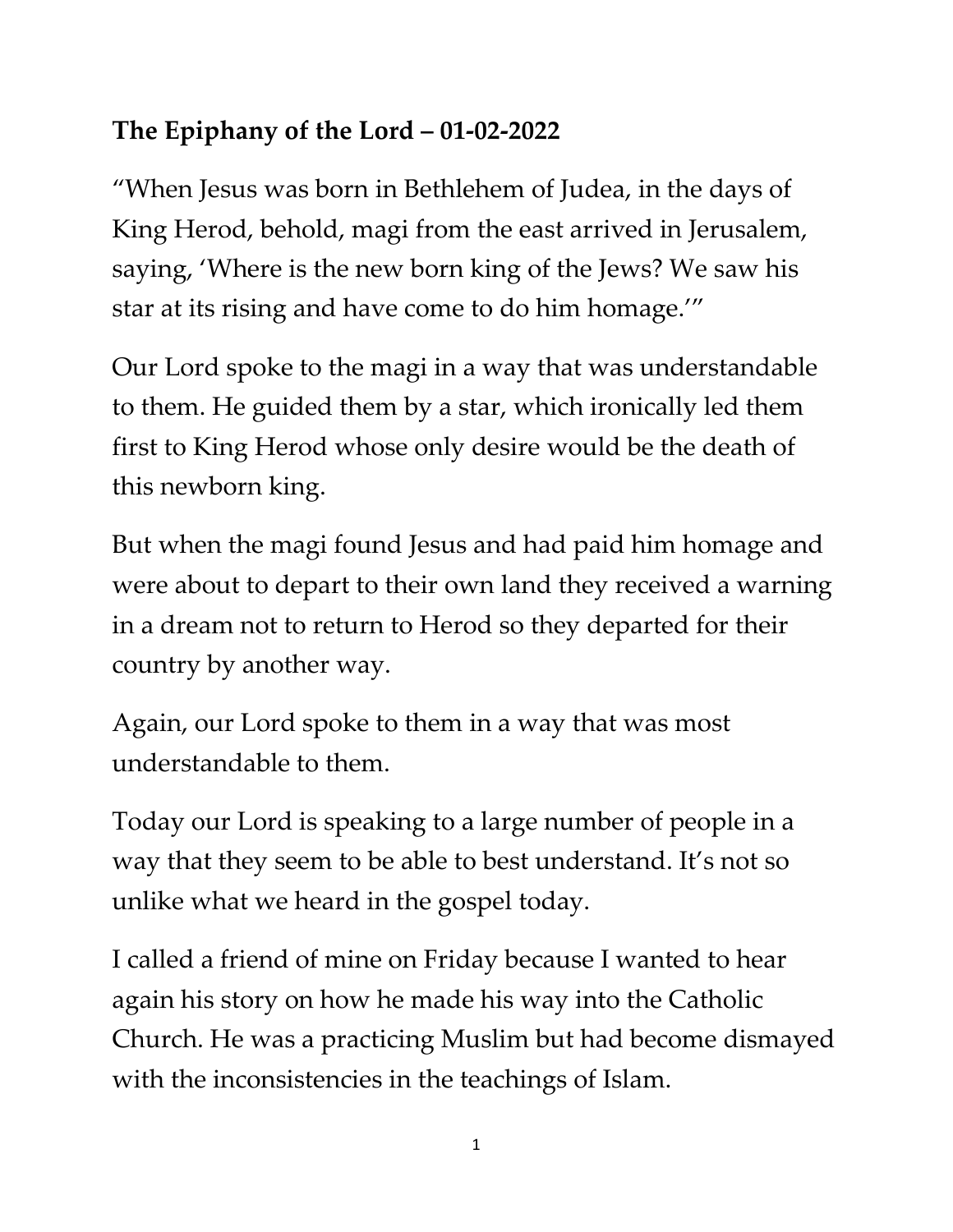**The Epiphany of the Lord – 01-02-2022**

"When Jesus was born in Bethlehem of Judea, in the days of King Herod, behold, magi from the east arrived in Jerusalem, saying, 'Where is the new born king of the Jews? We saw his star at its rising and have come to do him homage.'"

Our Lord spoke to the magi in a way that was understandable to them. He guided them by a star, which ironically led them first to King Herod whose only desire would be the death of this newborn king.

But when the magi found Jesus and had paid him homage and were about to depart to their own land they received a warning in a dream not to return to Herod so they departed for their country by another way.

Again, our Lord spoke to them in a way that was most understandable to them.

Today our Lord is speaking to a large number of people in a way that they seem to be able to best understand. It's not so unlike what we heard in the gospel today.

I called a friend of mine on Friday because I wanted to hear again his story on how he made his way into the Catholic Church. He was a practicing Muslim but had become dismayed with the inconsistencies in the teachings of Islam.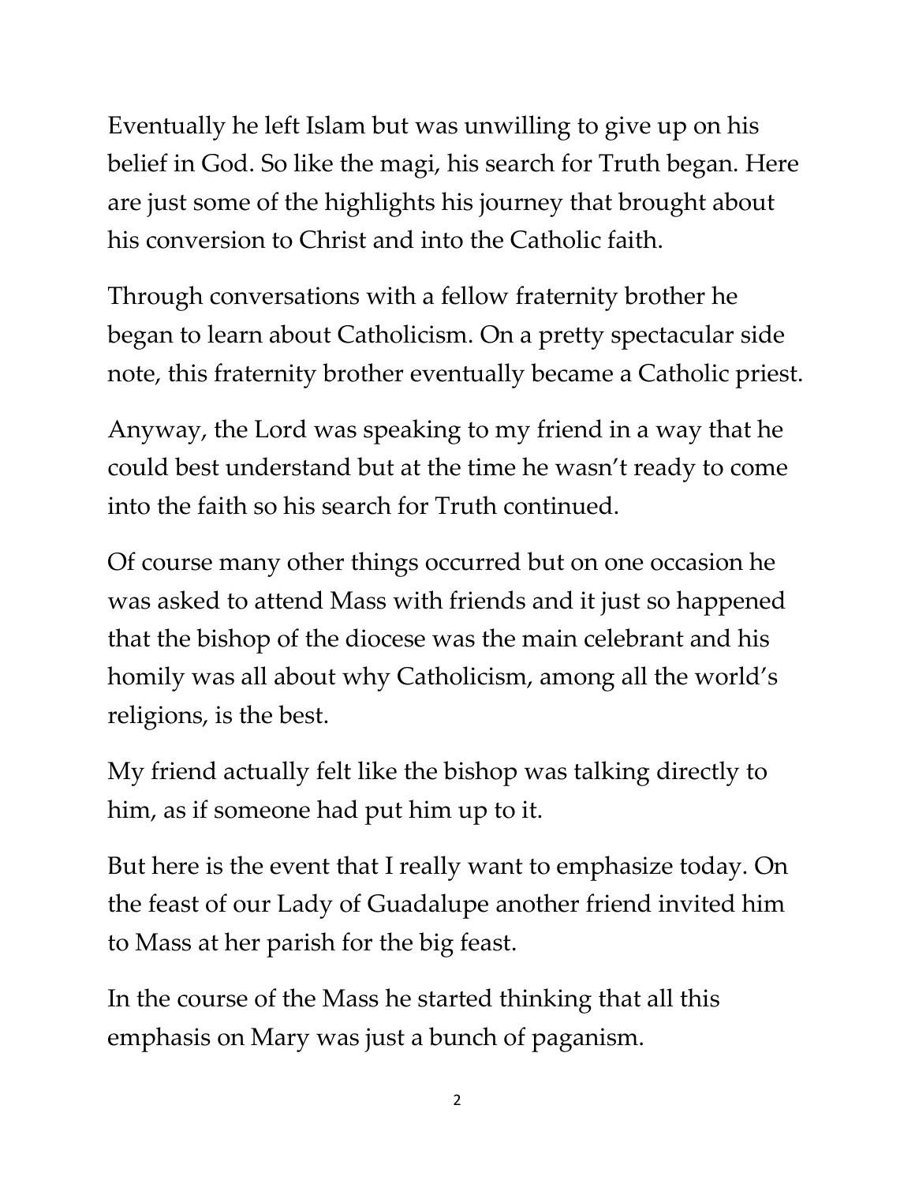Eventually he left Islam but was unwilling to give up on his belief in God. So like the magi, his search for Truth began. Here are just some of the highlights his journey that brought about his conversion to Christ and into the Catholic faith.

Through conversations with a fellow fraternity brother he began to learn about Catholicism. On a pretty spectacular side note, this fraternity brother eventually became a Catholic priest.

Anyway, the Lord was speaking to my friend in a way that he could best understand but at the time he wasn't ready to come into the faith so his search for Truth continued.

Of course many other things occurred but on one occasion he was asked to attend Mass with friends and it just so happened that the bishop of the diocese was the main celebrant and his homily was all about why Catholicism, among all the world's religions, is the best.

My friend actually felt like the bishop was talking directly to him, as if someone had put him up to it.

But here is the event that I really want to emphasize today. On the feast of our Lady of Guadalupe another friend invited him to Mass at her parish for the big feast.

In the course of the Mass he started thinking that all this emphasis on Mary was just a bunch of paganism.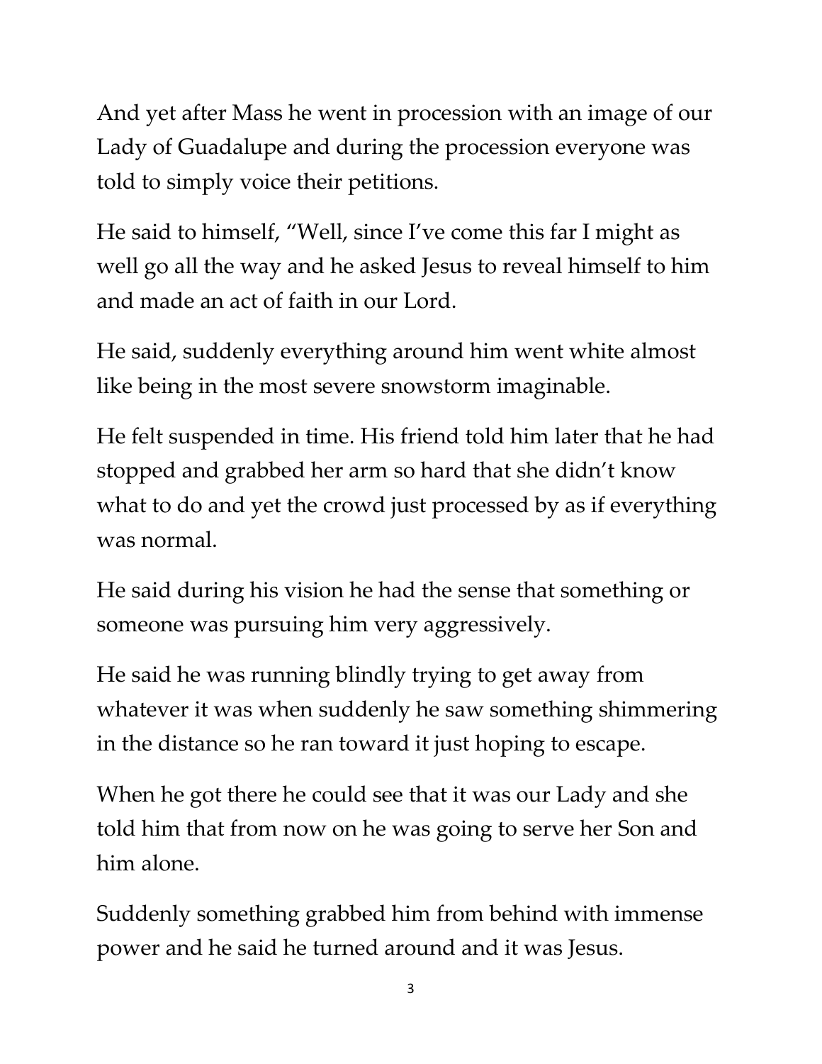And yet after Mass he went in procession with an image of our Lady of Guadalupe and during the procession everyone was told to simply voice their petitions.

He said to himself, "Well, since I've come this far I might as well go all the way and he asked Jesus to reveal himself to him and made an act of faith in our Lord.

He said, suddenly everything around him went white almost like being in the most severe snowstorm imaginable.

He felt suspended in time. His friend told him later that he had stopped and grabbed her arm so hard that she didn't know what to do and yet the crowd just processed by as if everything was normal.

He said during his vision he had the sense that something or someone was pursuing him very aggressively.

He said he was running blindly trying to get away from whatever it was when suddenly he saw something shimmering in the distance so he ran toward it just hoping to escape.

When he got there he could see that it was our Lady and she told him that from now on he was going to serve her Son and him alone.

Suddenly something grabbed him from behind with immense power and he said he turned around and it was Jesus.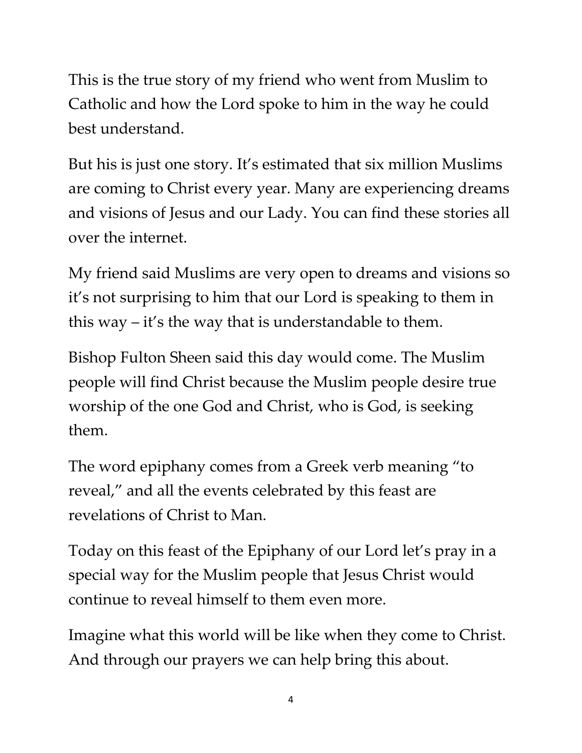This is the true story of my friend who went from Muslim to Catholic and how the Lord spoke to him in the way he could best understand.

But his is just one story. It's estimated that six million Muslims are coming to Christ every year. Many are experiencing dreams and visions of Jesus and our Lady. You can find these stories all over the internet.

My friend said Muslims are very open to dreams and visions so it's not surprising to him that our Lord is speaking to them in this way – it's the way that is understandable to them.

Bishop Fulton Sheen said this day would come. The Muslim people will find Christ because the Muslim people desire true worship of the one God and Christ, who is God, is seeking them.

The word epiphany comes from a Greek verb meaning "to reveal," and all the events celebrated by this feast are revelations of Christ to Man.

Today on this feast of the Epiphany of our Lord let's pray in a special way for the Muslim people that Jesus Christ would continue to reveal himself to them even more.

Imagine what this world will be like when they come to Christ. And through our prayers we can help bring this about.